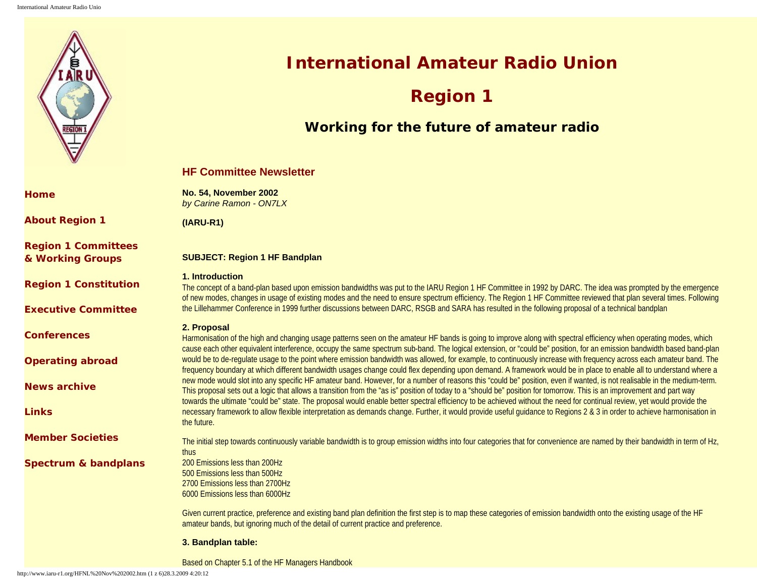# International Amateur Radio Union

# Region 1

### Working for the future of amateur radio

- Home
- About Region 1
- Region 1 Committees & Working Groups
- Region 1 Constitution
- Executive Committee
- Conferences
- Operating abroad
- News archive
- Links
- Member Societies
- Spectrum & bandplans

## HF Committee Newsletter

**No. 54, November 2002**
*by Carine Ramon - ON7LX*

**(IARU-R1)**

**SUBJECT: Region 1 HF Bandplan**

**1. Introduction**

The concept of a band-plan based upon emission bandwidths was put to the IARU Region 1 HF Committee in 1992 by DARC. The idea was prompted by the emergence of new modes, changes in usage of existing modes and the need to ensure spectrum efficiency. The Region 1 HF Committee reviewed that plan several times. Following the Lillehammer Conference in 1999 further discussions between DARC, RSGB and SARA has resulted in the following proposal of a technical bandplan

**2. Proposal**

Harmonisation of the high and changing usage patterns seen on the amateur HF bands is going to improve along with spectral efficiency when operating modes, which cause each other equivalent interference, occupy the same spectrum sub-band. The logical extension, or "could be" position, for an emission bandwidth based band-plan would be to de-regulate usage to the point where emission bandwidth was allowed, for example, to continuously increase with frequency across each amateur band. The frequency boundary at which different bandwidth usages change could flex depending upon demand. A framework would be in place to enable all to understand where a new mode would slot into any specific HF amateur band. However, for a number of reasons this "could be" position, even if wanted, is not realisable in the medium-term. This proposal sets out a logic that allows a transition from the "as is" position of today to a "should be" position for tomorrow. This is an improvement and part way towards the ultimate "could be" state. The proposal would enable better spectral efficiency to be achieved without the need for continual review, yet would provide the necessary framework to allow flexible interpretation as demands change. Further, it would provide useful guidance to Regions 2 & 3 in order to achieve harmonisation in the future.

The initial step towards continuously variable bandwidth is to group emission widths into four categories that for convenience are named by their bandwidth in term of Hz, thus
200 Emissions less than 200Hz
500 Emissions less than 500Hz
2700 Emissions less than 2700Hz
6000 Emissions less than 6000Hz

Given current practice, preference and existing band plan definition the first step is to map these categories of emission bandwidth onto the existing usage of the HF amateur bands, but ignoring much of the detail of current practice and preference.

**3. Bandplan table:**

Based on Chapter 5.1 of the HF Managers Handbook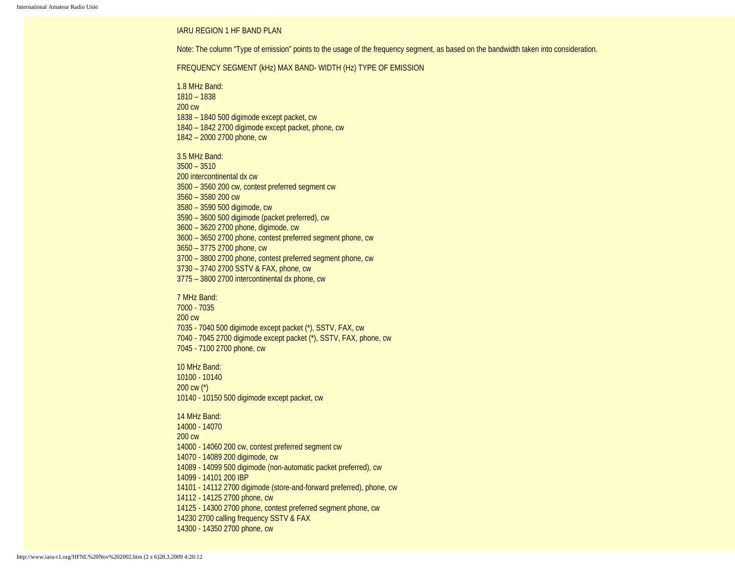IARU REGION 1 HF BAND PLAN

Note: The column "Type of emission" points to the usage of the frequency segment, as based on the bandwidth taken into consideration.

| FREQUENCY SEGMENT (kHz) | MAX BAND- WIDTH (Hz) | TYPE OF EMISSION |
|---|---|---|
| **1.8 MHz Band:** | | |
| 1810 – 1838 | 200 | cw |
| 1838 – 1840 | 500 | digimode except packet, cw |
| 1840 – 1842 | 2700 | digimode except packet, phone, cw |
| 1842 – 2000 | 2700 | phone, cw |
| **3.5 MHz Band:** | | |
| 3500 – 3510 | 200 | intercontinental dx cw |
| 3500 – 3560 | 200 | cw, contest preferred segment cw |
| 3560 – 3580 | 200 | cw |
| 3580 – 3590 | 500 | digimode, cw |
| 3590 – 3600 | 500 | digimode (packet preferred), cw |
| 3600 – 3620 | 2700 | phone, digimode, cw |
| 3600 – 3650 | 2700 | phone, contest preferred segment phone, cw |
| 3650 – 3775 | 2700 | phone, cw |
| 3700 – 3800 | 2700 | phone, contest preferred segment phone, cw |
| 3730 – 3740 | 2700 | SSTV & FAX, phone, cw |
| 3775 – 3800 | 2700 | intercontinental dx phone, cw |
| **7 MHz Band:** | | |
| 7000 - 7035 | 200 | cw |
| 7035 - 7040 | 500 | digimode except packet (*), SSTV, FAX, cw |
| 7040 - 7045 | 2700 | digimode except packet (*), SSTV, FAX, phone, cw |
| 7045 - 7100 | 2700 | phone, cw |
| **10 MHz Band:** | | |
| 10100 - 10140 | 200 | cw (*) |
| 10140 - 10150 | 500 | digimode except packet, cw |
| **14 MHz Band:** | | |
| 14000 - 14070 | 200 | cw |
| 14000 - 14060 | 200 | cw, contest preferred segment cw |
| 14070 - 14089 | 200 | digimode, cw |
| 14089 - 14099 | 500 | digimode (non-automatic packet preferred), cw |
| 14099 - 14101 | 200 | IBP |
| 14101 - 14112 | 2700 | digimode (store-and-forward preferred), phone, cw |
| 14112 - 14125 | 2700 | phone, cw |
| 14125 - 14300 | 2700 | phone, contest preferred segment phone, cw |
| 14230 | 2700 | calling frequency SSTV & FAX |
| 14300 - 14350 | 2700 | phone, cw |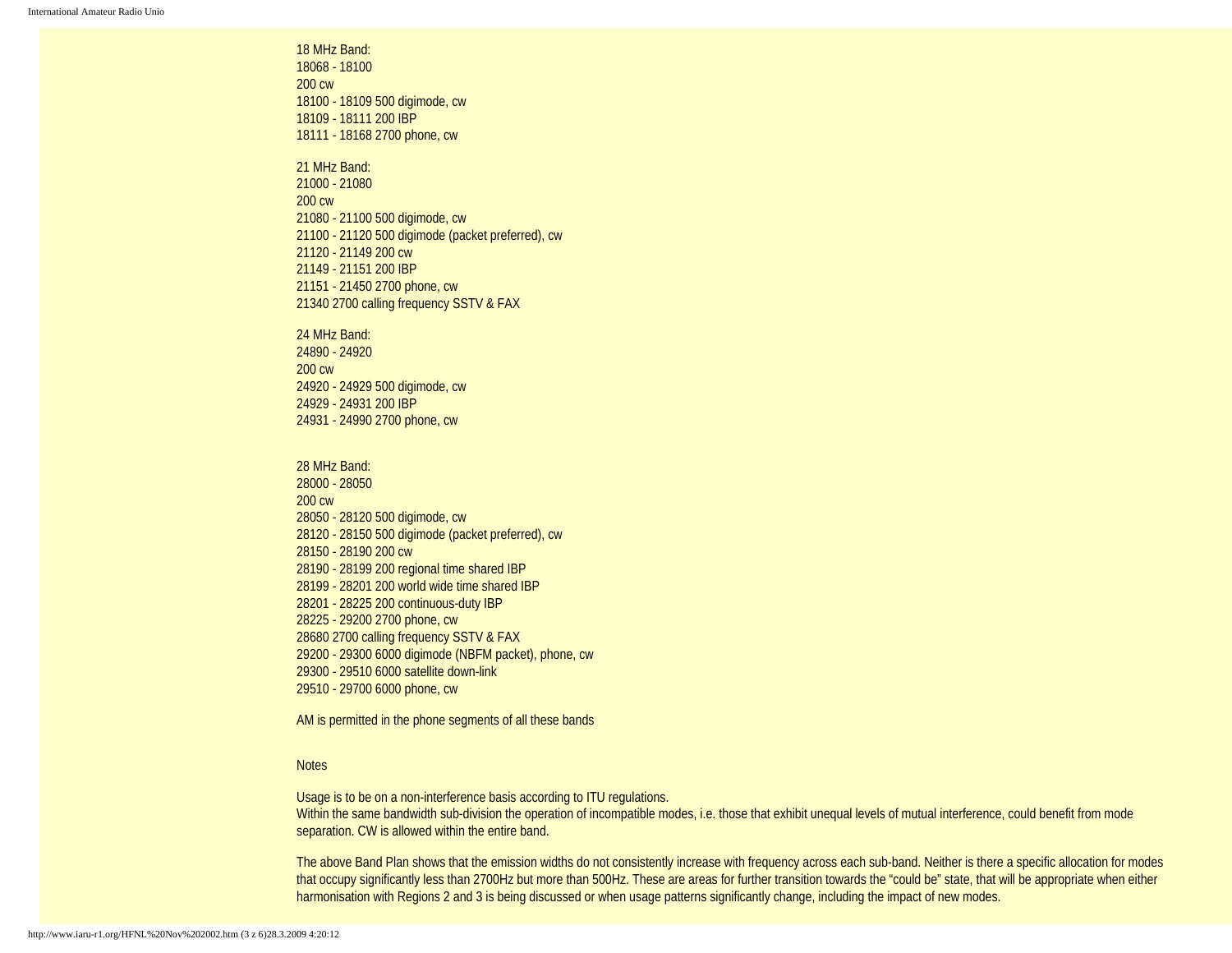18 MHz Band:
18068 - 18100
200 cw
18100 - 18109 500 digimode, cw
18109 - 18111 200 IBP
18111 - 18168 2700 phone, cw

21 MHz Band:
21000 - 21080
200 cw
21080 - 21100 500 digimode, cw
21100 - 21120 500 digimode (packet preferred), cw
21120 - 21149 200 cw
21149 - 21151 200 IBP
21151 - 21450 2700 phone, cw
21340 2700 calling frequency SSTV & FAX

24 MHz Band:
24890 - 24920
200 cw
24920 - 24929 500 digimode, cw
24929 - 24931 200 IBP
24931 - 24990 2700 phone, cw

28 MHz Band:
28000 - 28050
200 cw
28050 - 28120 500 digimode, cw
28120 - 28150 500 digimode (packet preferred), cw
28150 - 28190 200 cw
28190 - 28199 200 regional time shared IBP
28199 - 28201 200 world wide time shared IBP
28201 - 28225 200 continuous-duty IBP
28225 - 29200 2700 phone, cw
28680 2700 calling frequency SSTV & FAX
29200 - 29300 6000 digimode (NBFM packet), phone, cw
29300 - 29510 6000 satellite down-link
29510 - 29700 6000 phone, cw

AM is permitted in the phone segments of all these bands

Notes

Usage is to be on a non-interference basis according to ITU regulations.
Within the same bandwidth sub-division the operation of incompatible modes, i.e. those that exhibit unequal levels of mutual interference, could benefit from mode separation. CW is allowed within the entire band.

The above Band Plan shows that the emission widths do not consistently increase with frequency across each sub-band. Neither is there a specific allocation for modes that occupy significantly less than 2700Hz but more than 500Hz. These are areas for further transition towards the “could be” state, that will be appropriate when either harmonisation with Regions 2 and 3 is being discussed or when usage patterns significantly change, including the impact of new modes.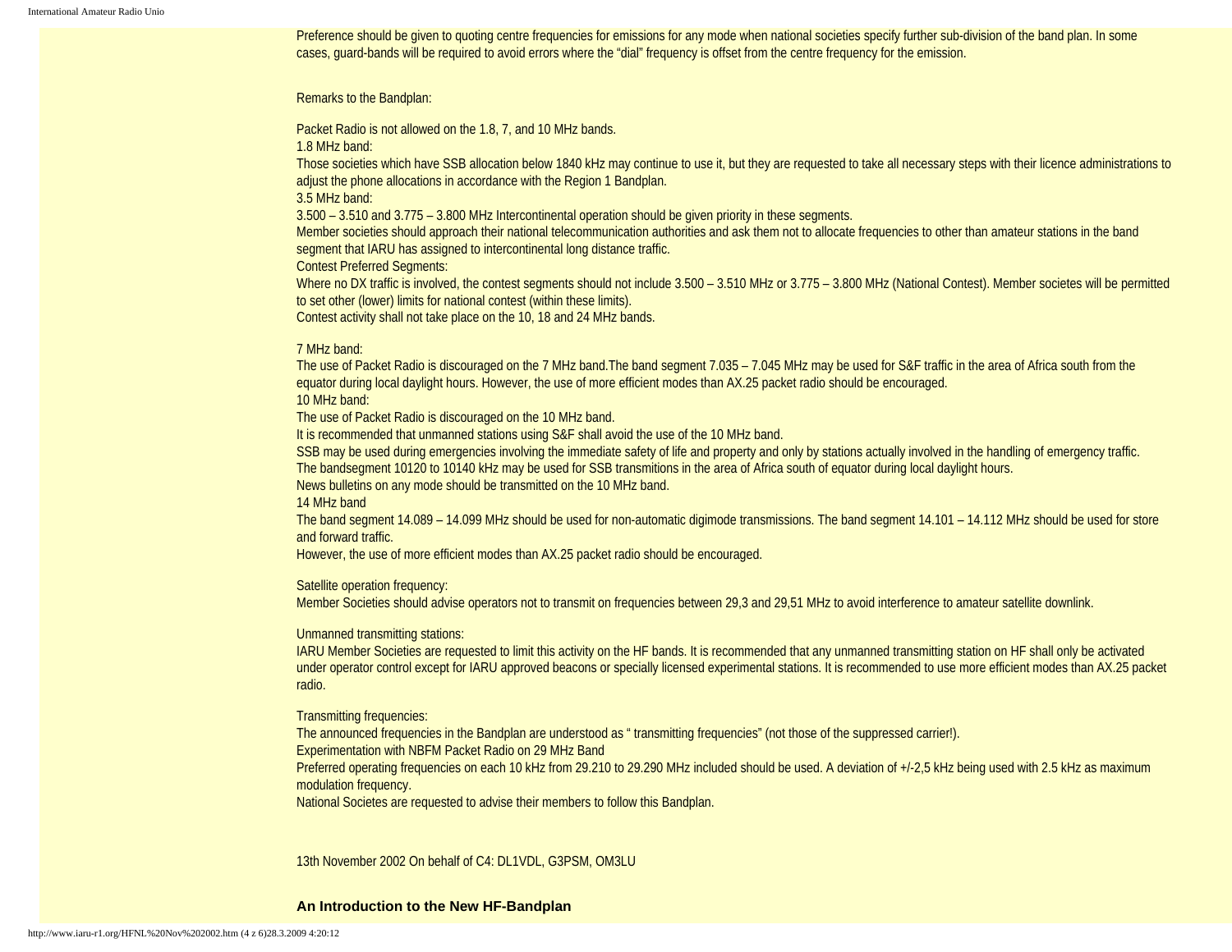Preference should be given to quoting centre frequencies for emissions for any mode when national societies specify further sub-division of the band plan. In some cases, guard-bands will be required to avoid errors where the "dial" frequency is offset from the centre frequency for the emission.

Remarks to the Bandplan:

Packet Radio is not allowed on the 1.8, 7, and 10 MHz bands.
1.8 MHz band:
Those societies which have SSB allocation below 1840 kHz may continue to use it, but they are requested to take all necessary steps with their licence administrations to adjust the phone allocations in accordance with the Region 1 Bandplan.
3.5 MHz band:
3.500 – 3.510 and 3.775 – 3.800 MHz Intercontinental operation should be given priority in these segments.
Member societies should approach their national telecommunication authorities and ask them not to allocate frequencies to other than amateur stations in the band segment that IARU has assigned to intercontinental long distance traffic.
Contest Preferred Segments:
Where no DX traffic is involved, the contest segments should not include 3.500 – 3.510 MHz or 3.775 – 3.800 MHz (National Contest). Member societes will be permitted to set other (lower) limits for national contest (within these limits).
Contest activity shall not take place on the 10, 18 and 24 MHz bands.

7 MHz band:
The use of Packet Radio is discouraged on the 7 MHz band.The band segment 7.035 – 7.045 MHz may be used for S&F traffic in the area of Africa south from the equator during local daylight hours. However, the use of more efficient modes than AX.25 packet radio should be encouraged.
10 MHz band:
The use of Packet Radio is discouraged on the 10 MHz band.
It is recommended that unmanned stations using S&F shall avoid the use of the 10 MHz band.
SSB may be used during emergencies involving the immediate safety of life and property and only by stations actually involved in the handling of emergency traffic.
The bandsegment 10120 to 10140 kHz may be used for SSB transmitions in the area of Africa south of equator during local daylight hours.
News bulletins on any mode should be transmitted on the 10 MHz band.
14 MHz band
The band segment 14.089 – 14.099 MHz should be used for non-automatic digimode transmissions. The band segment 14.101 – 14.112 MHz should be used for store and forward traffic.
However, the use of more efficient modes than AX.25 packet radio should be encouraged.

Satellite operation frequency:
Member Societies should advise operators not to transmit on frequencies between 29,3 and 29,51 MHz to avoid interference to amateur satellite downlink.

Unmanned transmitting stations:
IARU Member Societies are requested to limit this activity on the HF bands. It is recommended that any unmanned transmitting station on HF shall only be activated under operator control except for IARU approved beacons or specially licensed experimental stations. It is recommended to use more efficient modes than AX.25 packet radio.

Transmitting frequencies:
The announced frequencies in the Bandplan are understood as " transmitting frequencies" (not those of the suppressed carrier!).
Experimentation with NBFM Packet Radio on 29 MHz Band
Preferred operating frequencies on each 10 kHz from 29.210 to 29.290 MHz included should be used. A deviation of +/-2,5 kHz being used with 2.5 kHz as maximum modulation frequency.
National Societes are requested to advise their members to follow this Bandplan.

13th November 2002 On behalf of C4: DL1VDL, G3PSM, OM3LU

**An Introduction to the New HF-Bandplan**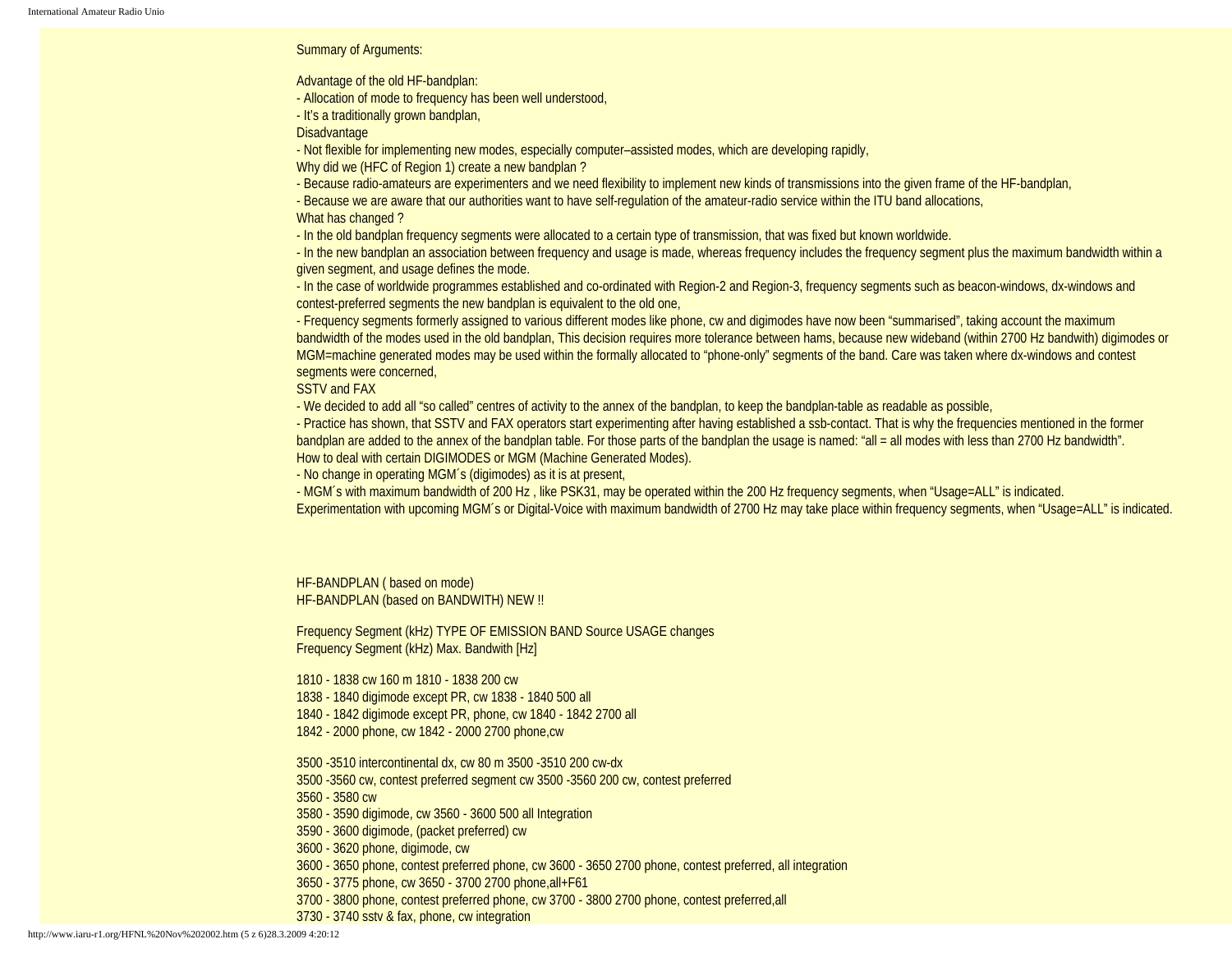Summary of Arguments:

Advantage of the old HF-bandplan:
- Allocation of mode to frequency has been well understood,
- It's a traditionally grown bandplan,

Disadvantage
- Not flexible for implementing new modes, especially computer–assisted modes, which are developing rapidly,

Why did we (HFC of Region 1) create a new bandplan ?
- Because radio-amateurs are experimenters and we need flexibility to implement new kinds of transmissions into the given frame of the HF-bandplan,
- Because we are aware that our authorities want to have self-regulation of the amateur-radio service within the ITU band allocations,

What has changed ?
- In the old bandplan frequency segments were allocated to a certain type of transmission, that was fixed but known worldwide.
- In the new bandplan an association between frequency and usage is made, whereas frequency includes the frequency segment plus the maximum bandwidth within a given segment, and usage defines the mode.
- In the case of worldwide programmes established and co-ordinated with Region-2 and Region-3, frequency segments such as beacon-windows, dx-windows and contest-preferred segments the new bandplan is equivalent to the old one,
- Frequency segments formerly assigned to various different modes like phone, cw and digimodes have now been "summarised", taking account the maximum bandwidth of the modes used in the old bandplan, This decision requires more tolerance between hams, because new wideband (within 2700 Hz bandwith) digimodes or MGM=machine generated modes may be used within the formally allocated to "phone-only" segments of the band. Care was taken where dx-windows and contest segments were concerned,

SSTV and FAX
- We decided to add all "so called" centres of activity to the annex of the bandplan, to keep the bandplan-table as readable as possible,
- Practice has shown, that SSTV and FAX operators start experimenting after having established a ssb-contact. That is why the frequencies mentioned in the former bandplan are added to the annex of the bandplan table. For those parts of the bandplan the usage is named: "all = all modes with less than 2700 Hz bandwidth".

How to deal with certain DIGIMODES or MGM (Machine Generated Modes).
- No change in operating MGM´s (digimodes) as it is at present,
- MGM´s with maximum bandwidth of 200 Hz , like PSK31, may be operated within the 200 Hz frequency segments, when "Usage=ALL" is indicated.

Experimentation with upcoming MGM´s or Digital-Voice with maximum bandwidth of 2700 Hz may take place within frequency segments, when "Usage=ALL" is indicated.

HF-BANDPLAN ( based on mode)
HF-BANDPLAN (based on BANDWITH) NEW !!

| Frequency Segment (kHz) | TYPE OF EMISSION | BAND | Frequency Segment (kHz) | Max. Bandwith [Hz] | USAGE | changes |
|---|---|---|---|---|---|---|
| 1810 - 1838 | cw | 160 m | 1810 - 1838 | 200 | cw | |
| 1838 - 1840 | digimode except PR, cw | | 1838 - 1840 | 500 | all | |
| 1840 - 1842 | digimode except PR, phone, cw | | 1840 - 1842 | 2700 | all | |
| 1842 - 2000 | phone, cw | | 1842 - 2000 | 2700 | phone,cw | |
| 3500 -3510 | intercontinental dx, cw | 80 m | 3500 -3510 | 200 | cw-dx | |
| 3500 -3560 | cw, contest preferred segment cw | | 3500 -3560 | 200 | cw, contest preferred | |
| 3560 - 3580 | cw | | | | | |
| 3580 - 3590 | digimode, cw | | 3560 - 3600 | 500 | all | Integration |
| 3590 - 3600 | digimode, (packet preferred) cw | | | | | |
| 3600 - 3620 | phone, digimode, cw | | | | | |
| 3600 - 3650 | phone, contest preferred phone, cw | | 3600 - 3650 | 2700 | phone, contest preferred, all | integration |
| 3650 - 3775 | phone, cw | | 3650 - 3700 | 2700 | phone,all+F61 | |
| 3700 - 3800 | phone, contest preferred phone, cw | | 3700 - 3800 | 2700 | phone, contest preferred,all | |
| 3730 - 3740 | sstv & fax, phone, cw | | | | | integration |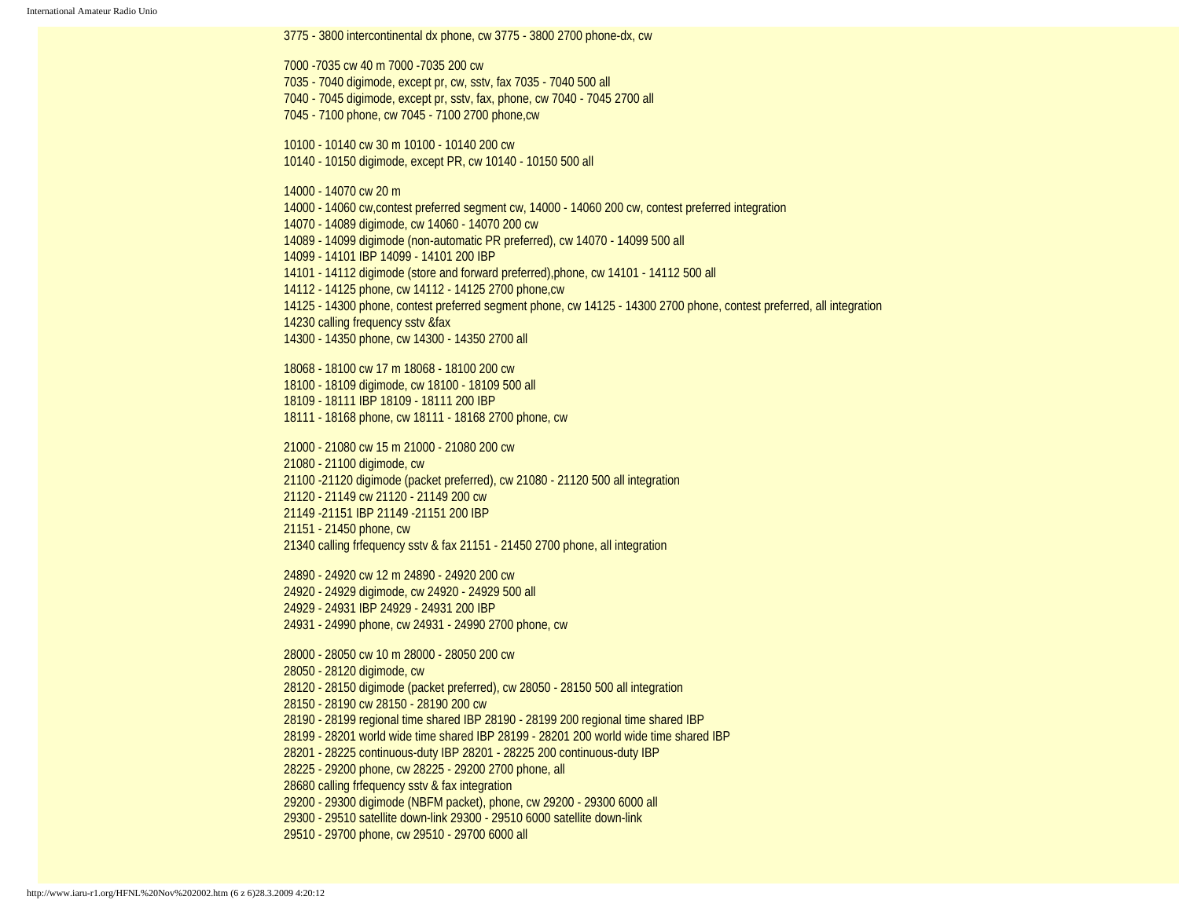3775 - 3800 intercontinental dx phone, cw 3775 - 3800 2700 phone-dx, cw

7000 -7035 cw 40 m 7000 -7035 200 cw
7035 - 7040 digimode, except pr, cw, sstv, fax 7035 - 7040 500 all
7040 - 7045 digimode, except pr, sstv, fax, phone, cw 7040 - 7045 2700 all
7045 - 7100 phone, cw 7045 - 7100 2700 phone,cw

10100 - 10140 cw 30 m 10100 - 10140 200 cw
10140 - 10150 digimode, except PR, cw 10140 - 10150 500 all

14000 - 14070 cw 20 m
14000 - 14060 cw,contest preferred segment cw, 14000 - 14060 200 cw, contest preferred integration
14070 - 14089 digimode, cw 14060 - 14070 200 cw
14089 - 14099 digimode (non-automatic PR preferred), cw 14070 - 14099 500 all
14099 - 14101 IBP 14099 - 14101 200 IBP
14101 - 14112 digimode (store and forward preferred),phone, cw 14101 - 14112 500 all
14112 - 14125 phone, cw 14112 - 14125 2700 phone,cw
14125 - 14300 phone, contest preferred segment phone, cw 14125 - 14300 2700 phone, contest preferred, all integration
14230 calling frequency sstv &fax
14300 - 14350 phone, cw 14300 - 14350 2700 all

18068 - 18100 cw 17 m 18068 - 18100 200 cw
18100 - 18109 digimode, cw 18100 - 18109 500 all
18109 - 18111 IBP 18109 - 18111 200 IBP
18111 - 18168 phone, cw 18111 - 18168 2700 phone, cw

21000 - 21080 cw 15 m 21000 - 21080 200 cw
21080 - 21100 digimode, cw
21100 -21120 digimode (packet preferred), cw 21080 - 21120 500 all integration
21120 - 21149 cw 21120 - 21149 200 cw
21149 -21151 IBP 21149 -21151 200 IBP
21151 - 21450 phone, cw
21340 calling frfequency sstv & fax 21151 - 21450 2700 phone, all integration

24890 - 24920 cw 12 m 24890 - 24920 200 cw
24920 - 24929 digimode, cw 24920 - 24929 500 all
24929 - 24931 IBP 24929 - 24931 200 IBP
24931 - 24990 phone, cw 24931 - 24990 2700 phone, cw

28000 - 28050 cw 10 m 28000 - 28050 200 cw
28050 - 28120 digimode, cw
28120 - 28150 digimode (packet preferred), cw 28050 - 28150 500 all integration
28150 - 28190 cw 28150 - 28190 200 cw
28190 - 28199 regional time shared IBP 28190 - 28199 200 regional time shared IBP
28199 - 28201 world wide time shared IBP 28199 - 28201 200 world wide time shared IBP
28201 - 28225 continuous-duty IBP 28201 - 28225 200 continuous-duty IBP
28225 - 29200 phone, cw 28225 - 29200 2700 phone, all
28680 calling frfequency sstv & fax integration
29200 - 29300 digimode (NBFM packet), phone, cw 29200 - 29300 6000 all
29300 - 29510 satellite down-link 29300 - 29510 6000 satellite down-link
29510 - 29700 phone, cw 29510 - 29700 6000 all